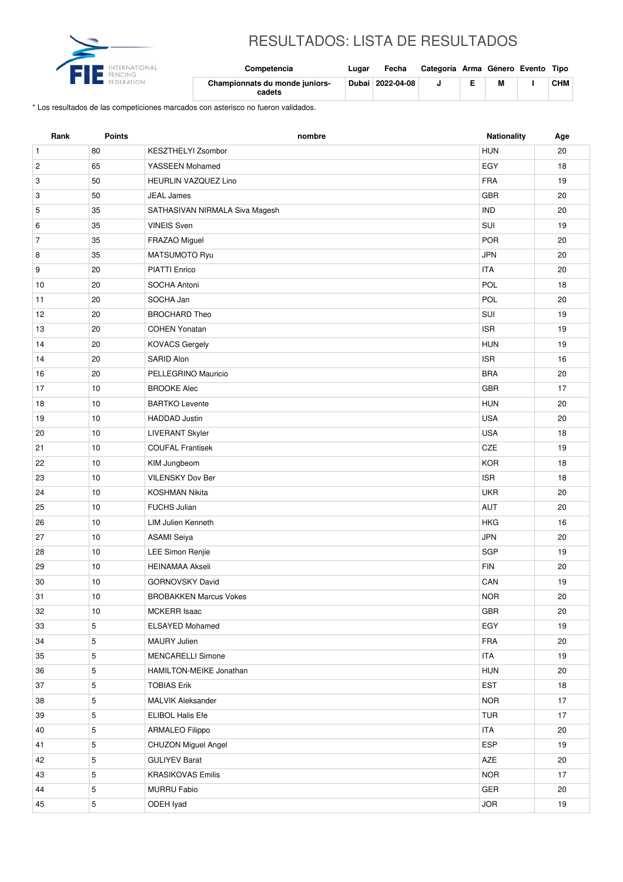# RESULTADOS: LISTA DE RESULTADOS

| Competencia | Lugar | Fecha | Categoría | Arma | Género | Evento | Tipo |
|---|---|---|---|---|---|---|---|
| **Championnats du monde juniors-cadets** | **Dubai** | **2022-04-08** | **J** | **E** | **M** | **I** | **CHM** |

* Los resultados de las competiciones marcados con asterisco no fueron validados.

| Rank | Points | nombre | Nationality | Age |
|---|---|---|---|---|
| 1 | 80 | KESZTHELYI Zsombor | HUN | 20 |
| 2 | 65 | YASSEEN Mohamed | EGY | 18 |
| 3 | 50 | HEURLIN VAZQUEZ Lino | FRA | 19 |
| 3 | 50 | JEAL James | GBR | 20 |
| 5 | 35 | SATHASIVAN NIRMALA Siva Magesh | IND | 20 |
| 6 | 35 | VINEIS Sven | SUI | 19 |
| 7 | 35 | FRAZAO Miguel | POR | 20 |
| 8 | 35 | MATSUMOTO Ryu | JPN | 20 |
| 9 | 20 | PIATTI Enrico | ITA | 20 |
| 10 | 20 | SOCHA Antoni | POL | 18 |
| 11 | 20 | SOCHA Jan | POL | 20 |
| 12 | 20 | BROCHARD Theo | SUI | 19 |
| 13 | 20 | COHEN Yonatan | ISR | 19 |
| 14 | 20 | KOVACS Gergely | HUN | 19 |
| 14 | 20 | SARID Alon | ISR | 16 |
| 16 | 20 | PELLEGRINO Mauricio | BRA | 20 |
| 17 | 10 | BROOKE Alec | GBR | 17 |
| 18 | 10 | BARTKO Levente | HUN | 20 |
| 19 | 10 | HADDAD Justin | USA | 20 |
| 20 | 10 | LIVERANT Skyler | USA | 18 |
| 21 | 10 | COUFAL Frantisek | CZE | 19 |
| 22 | 10 | KIM Jungbeom | KOR | 18 |
| 23 | 10 | VILENSKY Dov Ber | ISR | 18 |
| 24 | 10 | KOSHMAN Nikita | UKR | 20 |
| 25 | 10 | FUCHS Julian | AUT | 20 |
| 26 | 10 | LIM Julien Kenneth | HKG | 16 |
| 27 | 10 | ASAMI Seiya | JPN | 20 |
| 28 | 10 | LEE Simon Renjie | SGP | 19 |
| 29 | 10 | HEINAMAA Akseli | FIN | 20 |
| 30 | 10 | GORNOVSKY David | CAN | 19 |
| 31 | 10 | BROBAKKEN Marcus Vokes | NOR | 20 |
| 32 | 10 | MCKERR Isaac | GBR | 20 |
| 33 | 5 | ELSAYED Mohamed | EGY | 19 |
| 34 | 5 | MAURY Julien | FRA | 20 |
| 35 | 5 | MENCARELLI Simone | ITA | 19 |
| 36 | 5 | HAMILTON-MEIKE Jonathan | HUN | 20 |
| 37 | 5 | TOBIAS Erik | EST | 18 |
| 38 | 5 | MALVIK Aleksander | NOR | 17 |
| 39 | 5 | ELIBOL Halis Efe | TUR | 17 |
| 40 | 5 | ARMALEO Filippo | ITA | 20 |
| 41 | 5 | CHUZON Miguel Angel | ESP | 19 |
| 42 | 5 | GULIYEV Barat | AZE | 20 |
| 43 | 5 | KRASIKOVAS Emilis | NOR | 17 |
| 44 | 5 | MURRU Fabio | GER | 20 |
| 45 | 5 | ODEH Iyad | JOR | 19 |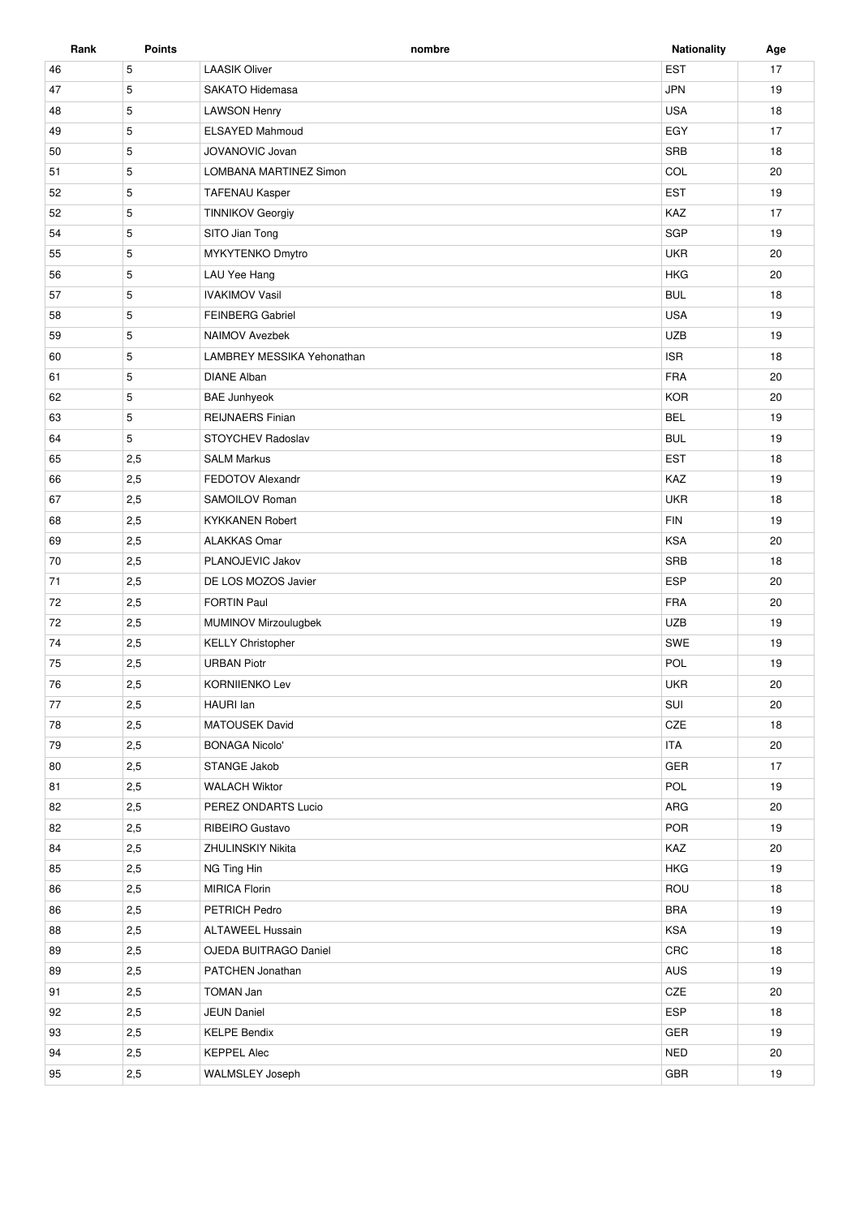| Rank | Points | nombre | Nationality | Age |
| --- | --- | --- | --- | --- |
| 46 | 5 | LAASIK Oliver | EST | 17 |
| 47 | 5 | SAKATO Hidemasa | JPN | 19 |
| 48 | 5 | LAWSON Henry | USA | 18 |
| 49 | 5 | ELSAYED Mahmoud | EGY | 17 |
| 50 | 5 | JOVANOVIC Jovan | SRB | 18 |
| 51 | 5 | LOMBANA MARTINEZ Simon | COL | 20 |
| 52 | 5 | TAFENAU Kasper | EST | 19 |
| 52 | 5 | TINNIKOV Georgiy | KAZ | 17 |
| 54 | 5 | SITO Jian Tong | SGP | 19 |
| 55 | 5 | MYKYTENKO Dmytro | UKR | 20 |
| 56 | 5 | LAU Yee Hang | HKG | 20 |
| 57 | 5 | IVAKIMOV Vasil | BUL | 18 |
| 58 | 5 | FEINBERG Gabriel | USA | 19 |
| 59 | 5 | NAIMOV Avezbek | UZB | 19 |
| 60 | 5 | LAMBREY MESSIKA Yehonathan | ISR | 18 |
| 61 | 5 | DIANE Alban | FRA | 20 |
| 62 | 5 | BAE Junhyeok | KOR | 20 |
| 63 | 5 | REIJNAERS Finian | BEL | 19 |
| 64 | 5 | STOYCHEV Radoslav | BUL | 19 |
| 65 | 2,5 | SALM Markus | EST | 18 |
| 66 | 2,5 | FEDOTOV Alexandr | KAZ | 19 |
| 67 | 2,5 | SAMOILOV Roman | UKR | 18 |
| 68 | 2,5 | KYKKANEN Robert | FIN | 19 |
| 69 | 2,5 | ALAKKAS Omar | KSA | 20 |
| 70 | 2,5 | PLANOJEVIC Jakov | SRB | 18 |
| 71 | 2,5 | DE LOS MOZOS Javier | ESP | 20 |
| 72 | 2,5 | FORTIN Paul | FRA | 20 |
| 72 | 2,5 | MUMINOV Mirzoulugbek | UZB | 19 |
| 74 | 2,5 | KELLY Christopher | SWE | 19 |
| 75 | 2,5 | URBAN Piotr | POL | 19 |
| 76 | 2,5 | KORNIIENKO Lev | UKR | 20 |
| 77 | 2,5 | HAURI Ian | SUI | 20 |
| 78 | 2,5 | MATOUSEK David | CZE | 18 |
| 79 | 2,5 | BONAGA Nicolo' | ITA | 20 |
| 80 | 2,5 | STANGE Jakob | GER | 17 |
| 81 | 2,5 | WALACH Wiktor | POL | 19 |
| 82 | 2,5 | PEREZ ONDARTS Lucio | ARG | 20 |
| 82 | 2,5 | RIBEIRO Gustavo | POR | 19 |
| 84 | 2,5 | ZHULINSKIY Nikita | KAZ | 20 |
| 85 | 2,5 | NG Ting Hin | HKG | 19 |
| 86 | 2,5 | MIRICA Florin | ROU | 18 |
| 86 | 2,5 | PETRICH Pedro | BRA | 19 |
| 88 | 2,5 | ALTAWEEL Hussain | KSA | 19 |
| 89 | 2,5 | OJEDA BUITRAGO Daniel | CRC | 18 |
| 89 | 2,5 | PATCHEN Jonathan | AUS | 19 |
| 91 | 2,5 | TOMAN Jan | CZE | 20 |
| 92 | 2,5 | JEUN Daniel | ESP | 18 |
| 93 | 2,5 | KELPE Bendix | GER | 19 |
| 94 | 2,5 | KEPPEL Alec | NED | 20 |
| 95 | 2,5 | WALMSLEY Joseph | GBR | 19 |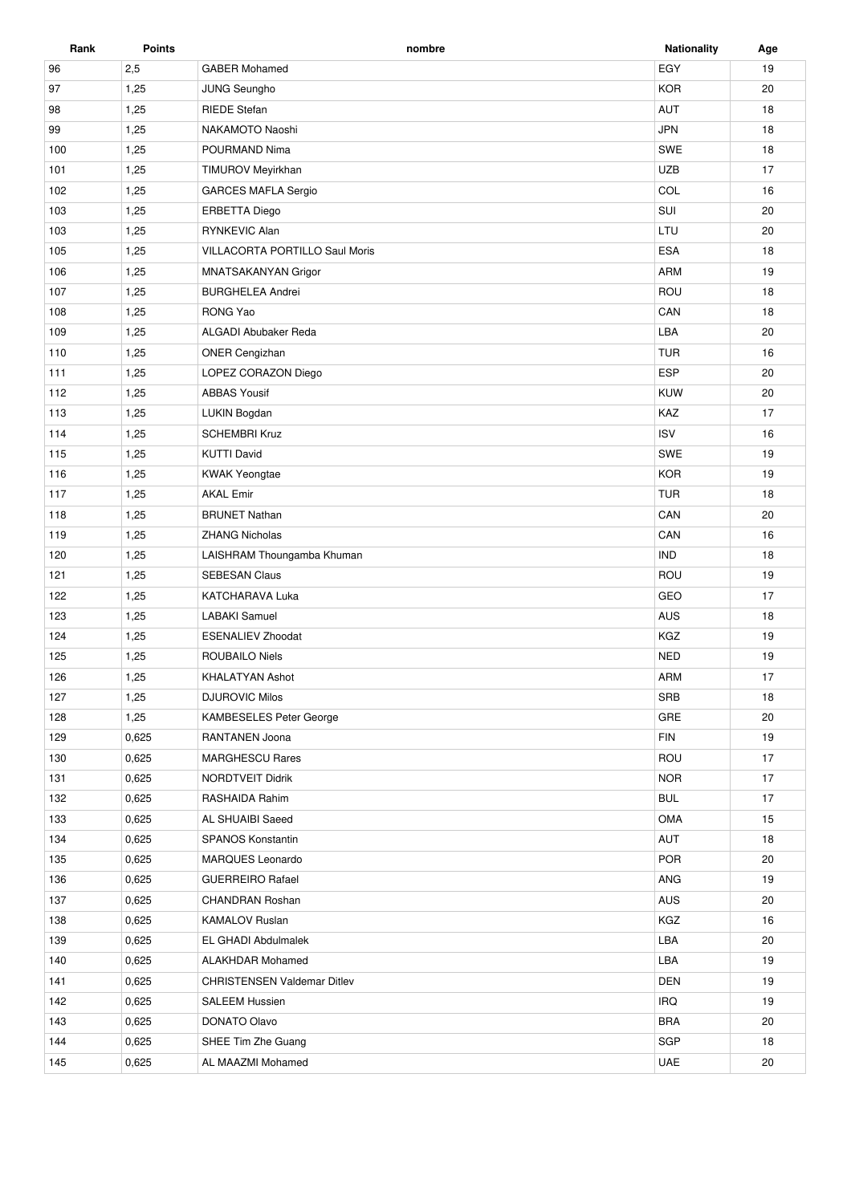| Rank | Points | nombre | Nationality | Age |
|---|---|---|---|---|
| 96 | 2,5 | GABER Mohamed | EGY | 19 |
| 97 | 1,25 | JUNG Seungho | KOR | 20 |
| 98 | 1,25 | RIEDE Stefan | AUT | 18 |
| 99 | 1,25 | NAKAMOTO Naoshi | JPN | 18 |
| 100 | 1,25 | POURMAND Nima | SWE | 18 |
| 101 | 1,25 | TIMUROV Meyirkhan | UZB | 17 |
| 102 | 1,25 | GARCES MAFLA Sergio | COL | 16 |
| 103 | 1,25 | ERBETTA Diego | SUI | 20 |
| 103 | 1,25 | RYNKEVIC Alan | LTU | 20 |
| 105 | 1,25 | VILLACORTA PORTILLO Saul Moris | ESA | 18 |
| 106 | 1,25 | MNATSAKANYAN Grigor | ARM | 19 |
| 107 | 1,25 | BURGHELEA Andrei | ROU | 18 |
| 108 | 1,25 | RONG Yao | CAN | 18 |
| 109 | 1,25 | ALGADI Abubaker Reda | LBA | 20 |
| 110 | 1,25 | ONER Cengizhan | TUR | 16 |
| 111 | 1,25 | LOPEZ CORAZON Diego | ESP | 20 |
| 112 | 1,25 | ABBAS Yousif | KUW | 20 |
| 113 | 1,25 | LUKIN Bogdan | KAZ | 17 |
| 114 | 1,25 | SCHEMBRI Kruz | ISV | 16 |
| 115 | 1,25 | KUTTI David | SWE | 19 |
| 116 | 1,25 | KWAK Yeongtae | KOR | 19 |
| 117 | 1,25 | AKAL Emir | TUR | 18 |
| 118 | 1,25 | BRUNET Nathan | CAN | 20 |
| 119 | 1,25 | ZHANG Nicholas | CAN | 16 |
| 120 | 1,25 | LAISHRAM Thoungamba Khuman | IND | 18 |
| 121 | 1,25 | SEBESAN Claus | ROU | 19 |
| 122 | 1,25 | KATCHARAVA Luka | GEO | 17 |
| 123 | 1,25 | LABAKI Samuel | AUS | 18 |
| 124 | 1,25 | ESENALIEV Zhoodat | KGZ | 19 |
| 125 | 1,25 | ROUBAILO Niels | NED | 19 |
| 126 | 1,25 | KHALATYAN Ashot | ARM | 17 |
| 127 | 1,25 | DJUROVIC Milos | SRB | 18 |
| 128 | 1,25 | KAMBESELES Peter George | GRE | 20 |
| 129 | 0,625 | RANTANEN Joona | FIN | 19 |
| 130 | 0,625 | MARGHESCU Rares | ROU | 17 |
| 131 | 0,625 | NORDTVEIT Didrik | NOR | 17 |
| 132 | 0,625 | RASHAIDA Rahim | BUL | 17 |
| 133 | 0,625 | AL SHUAIBI Saeed | OMA | 15 |
| 134 | 0,625 | SPANOS Konstantin | AUT | 18 |
| 135 | 0,625 | MARQUES Leonardo | POR | 20 |
| 136 | 0,625 | GUERREIRO Rafael | ANG | 19 |
| 137 | 0,625 | CHANDRAN Roshan | AUS | 20 |
| 138 | 0,625 | KAMALOV Ruslan | KGZ | 16 |
| 139 | 0,625 | EL GHADI Abdulmalek | LBA | 20 |
| 140 | 0,625 | ALAKHDAR Mohamed | LBA | 19 |
| 141 | 0,625 | CHRISTENSEN Valdemar Ditlev | DEN | 19 |
| 142 | 0,625 | SALEEM Hussien | IRQ | 19 |
| 143 | 0,625 | DONATO Olavo | BRA | 20 |
| 144 | 0,625 | SHEE Tim Zhe Guang | SGP | 18 |
| 145 | 0,625 | AL MAAZMI Mohamed | UAE | 20 |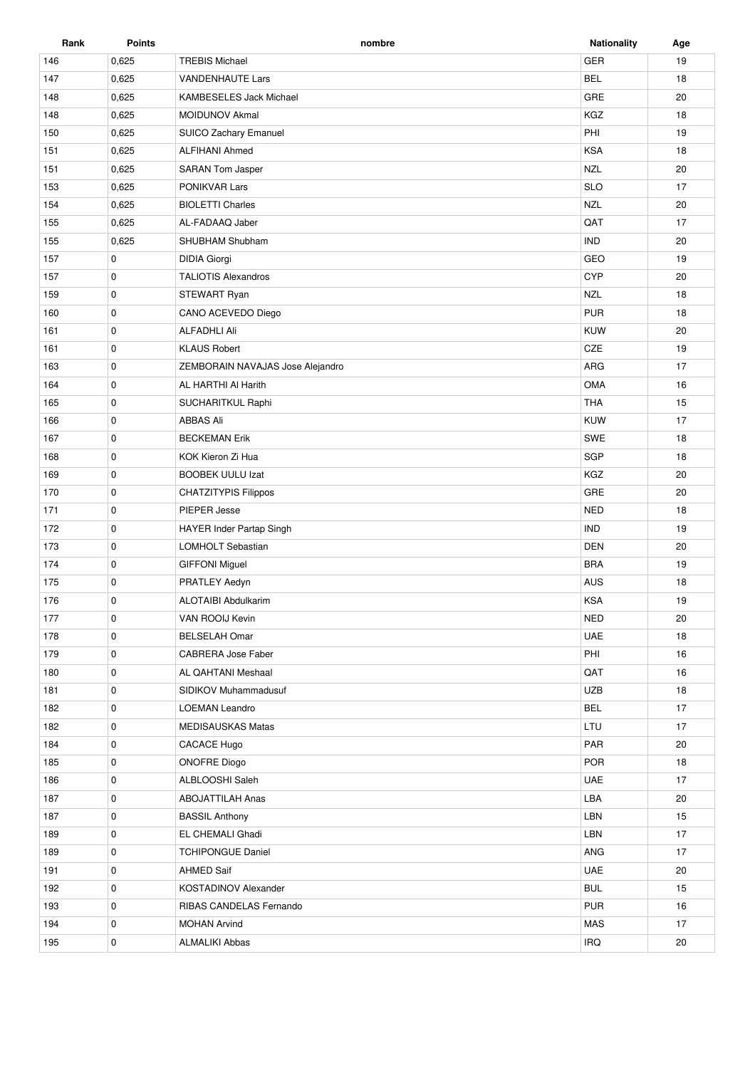| Rank | Points | nombre | Nationality | Age |
|---|---|---|---|---|
| 146 | 0,625 | TREBIS Michael | GER | 19 |
| 147 | 0,625 | VANDENHAUTE Lars | BEL | 18 |
| 148 | 0,625 | KAMBESELES Jack Michael | GRE | 20 |
| 148 | 0,625 | MOIDUNOV Akmal | KGZ | 18 |
| 150 | 0,625 | SUICO Zachary Emanuel | PHI | 19 |
| 151 | 0,625 | ALFIHANI Ahmed | KSA | 18 |
| 151 | 0,625 | SARAN Tom Jasper | NZL | 20 |
| 153 | 0,625 | PONIKVAR Lars | SLO | 17 |
| 154 | 0,625 | BIOLETTI Charles | NZL | 20 |
| 155 | 0,625 | AL-FADAAQ Jaber | QAT | 17 |
| 155 | 0,625 | SHUBHAM Shubham | IND | 20 |
| 157 | 0 | DIDIA Giorgi | GEO | 19 |
| 157 | 0 | TALIOTIS Alexandros | CYP | 20 |
| 159 | 0 | STEWART Ryan | NZL | 18 |
| 160 | 0 | CANO ACEVEDO Diego | PUR | 18 |
| 161 | 0 | ALFADHLI Ali | KUW | 20 |
| 161 | 0 | KLAUS Robert | CZE | 19 |
| 163 | 0 | ZEMBORAIN NAVAJAS Jose Alejandro | ARG | 17 |
| 164 | 0 | AL HARTHI Al Harith | OMA | 16 |
| 165 | 0 | SUCHARITKUL Raphi | THA | 15 |
| 166 | 0 | ABBAS Ali | KUW | 17 |
| 167 | 0 | BECKEMAN Erik | SWE | 18 |
| 168 | 0 | KOK Kieron Zi Hua | SGP | 18 |
| 169 | 0 | BOOBEK UULU Izat | KGZ | 20 |
| 170 | 0 | CHATZITYPIS Filippos | GRE | 20 |
| 171 | 0 | PIEPER Jesse | NED | 18 |
| 172 | 0 | HAYER Inder Partap Singh | IND | 19 |
| 173 | 0 | LOMHOLT Sebastian | DEN | 20 |
| 174 | 0 | GIFFONI Miguel | BRA | 19 |
| 175 | 0 | PRATLEY Aedyn | AUS | 18 |
| 176 | 0 | ALOTAIBI Abdulkarim | KSA | 19 |
| 177 | 0 | VAN ROOIJ Kevin | NED | 20 |
| 178 | 0 | BELSELAH Omar | UAE | 18 |
| 179 | 0 | CABRERA Jose Faber | PHI | 16 |
| 180 | 0 | AL QAHTANI Meshaal | QAT | 16 |
| 181 | 0 | SIDIKOV Muhammadusuf | UZB | 18 |
| 182 | 0 | LOEMAN Leandro | BEL | 17 |
| 182 | 0 | MEDISAUSKAS Matas | LTU | 17 |
| 184 | 0 | CACACE Hugo | PAR | 20 |
| 185 | 0 | ONOFRE Diogo | POR | 18 |
| 186 | 0 | ALBLOOSHI Saleh | UAE | 17 |
| 187 | 0 | ABOJATTILAH Anas | LBA | 20 |
| 187 | 0 | BASSIL Anthony | LBN | 15 |
| 189 | 0 | EL CHEMALI Ghadi | LBN | 17 |
| 189 | 0 | TCHIPONGUE Daniel | ANG | 17 |
| 191 | 0 | AHMED Saif | UAE | 20 |
| 192 | 0 | KOSTADINOV Alexander | BUL | 15 |
| 193 | 0 | RIBAS CANDELAS Fernando | PUR | 16 |
| 194 | 0 | MOHAN Arvind | MAS | 17 |
| 195 | 0 | ALMALIKI Abbas | IRQ | 20 |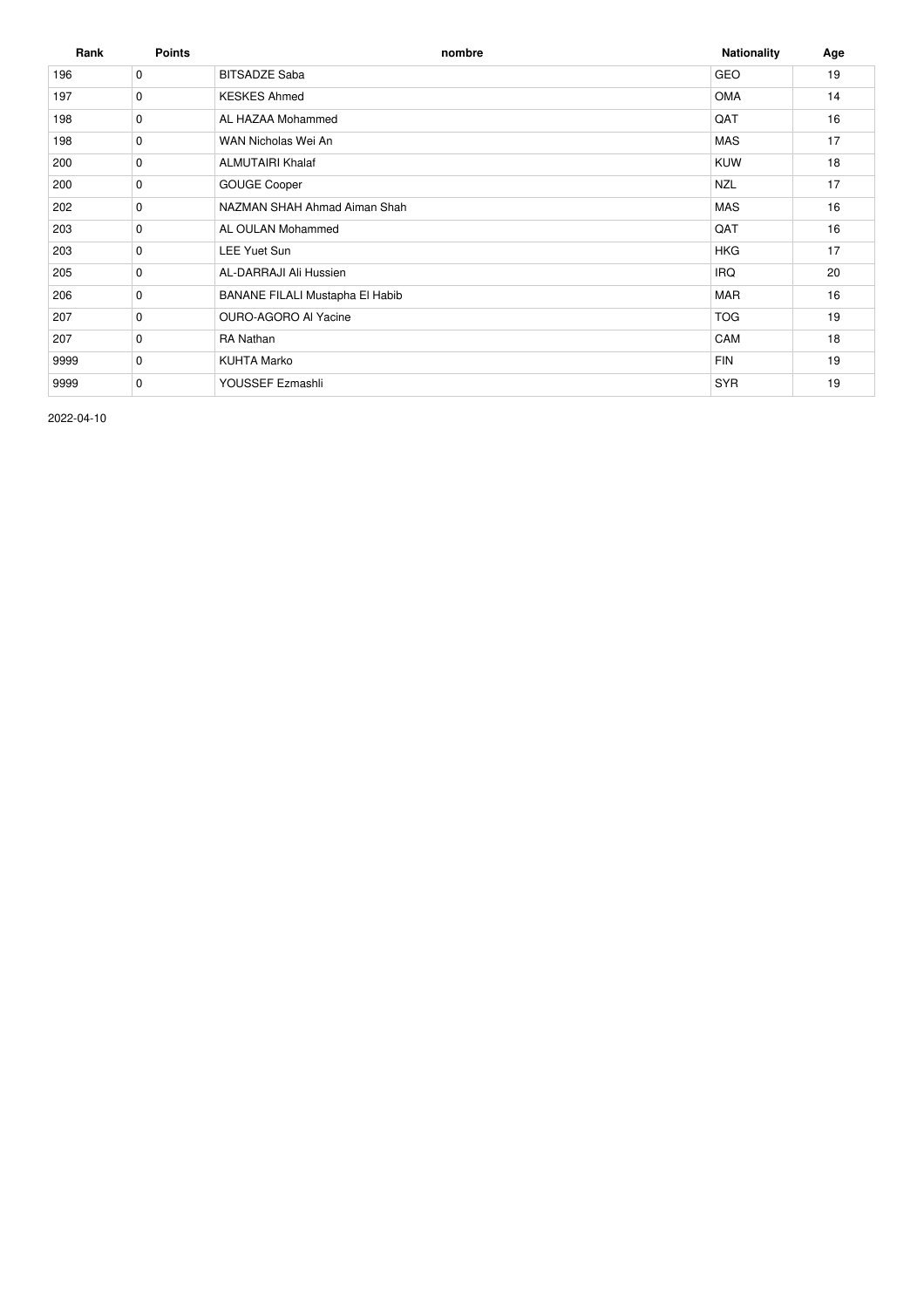| Rank | Points | nombre | Nationality | Age |
|---|---|---|---|---|
| 196 | 0 | BITSADZE Saba | GEO | 19 |
| 197 | 0 | KESKES Ahmed | OMA | 14 |
| 198 | 0 | AL HAZAA Mohammed | QAT | 16 |
| 198 | 0 | WAN Nicholas Wei An | MAS | 17 |
| 200 | 0 | ALMUTAIRI Khalaf | KUW | 18 |
| 200 | 0 | GOUGE Cooper | NZL | 17 |
| 202 | 0 | NAZMAN SHAH Ahmad Aiman Shah | MAS | 16 |
| 203 | 0 | AL OULAN Mohammed | QAT | 16 |
| 203 | 0 | LEE Yuet Sun | HKG | 17 |
| 205 | 0 | AL-DARRAJI Ali Hussien | IRQ | 20 |
| 206 | 0 | BANANE FILALI Mustapha El Habib | MAR | 16 |
| 207 | 0 | OURO-AGORO Al Yacine | TOG | 19 |
| 207 | 0 | RA Nathan | CAM | 18 |
| 9999 | 0 | KUHTA Marko | FIN | 19 |
| 9999 | 0 | YOUSSEF Ezmashli | SYR | 19 |

2022-04-10